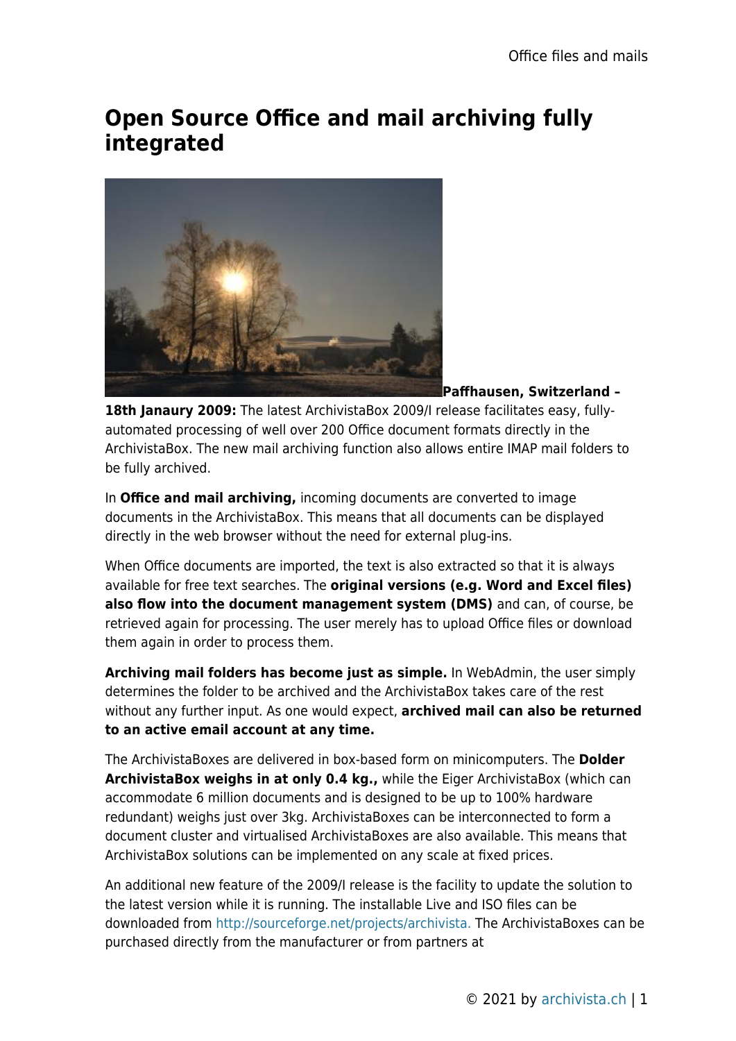# Open Source Office and mail archiving fully integrated

**Paffhausen, Switzerland – 18th Janaury 2009:** The latest ArchivistaBox 2009/I release facilitates easy, fully-automated processing of well over 200 Office document formats directly in the ArchivistaBox. The new mail archiving function also allows entire IMAP mail folders to be fully archived.

In **Office and mail archiving,** incoming documents are converted to image documents in the ArchivistaBox. This means that all documents can be displayed directly in the web browser without the need for external plug-ins.

When Office documents are imported, the text is also extracted so that it is always available for free text searches. The **original versions (e.g. Word and Excel files) also flow into the document management system (DMS)** and can, of course, be retrieved again for processing. The user merely has to upload Office files or download them again in order to process them.

**Archiving mail folders has become just as simple.** In WebAdmin, the user simply determines the folder to be archived and the ArchivistaBox takes care of the rest without any further input. As one would expect, **archived mail can also be returned to an active email account at any time.**

The ArchivistaBoxes are delivered in box-based form on minicomputers. The **Dolder ArchivistaBox weighs in at only 0.4 kg.,** while the Eiger ArchivistaBox (which can accommodate 6 million documents and is designed to be up to 100% hardware redundant) weighs just over 3kg. ArchivistaBoxes can be interconnected to form a document cluster and virtualised ArchivistaBoxes are also available. This means that ArchivistaBox solutions can be implemented on any scale at fixed prices.

An additional new feature of the 2009/I release is the facility to update the solution to the latest version while it is running. The installable Live and ISO files can be downloaded from http://sourceforge.net/projects/archivista. The ArchivistaBoxes can be purchased directly from the manufacturer or from partners at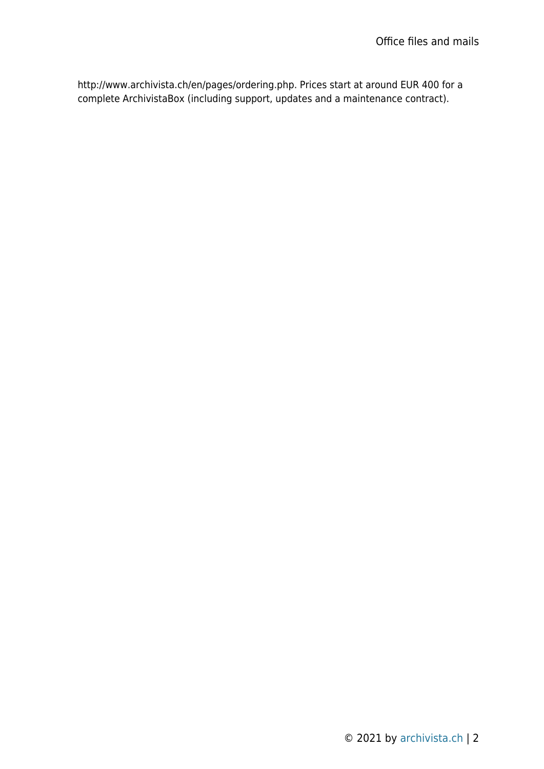http://www.archivista.ch/en/pages/ordering.php. Prices start at around EUR 400 for a complete ArchivistaBox (including support, updates and a maintenance contract).